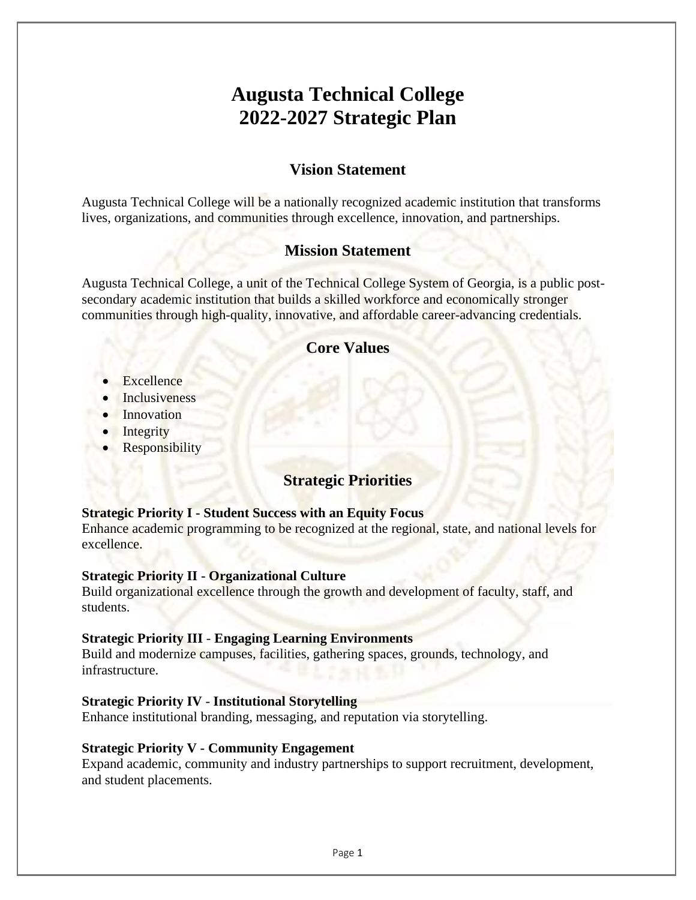# Augusta Technical College
# 2022-2027 Strategic Plan

## Vision Statement

Augusta Technical College will be a nationally recognized academic institution that transforms lives, organizations, and communities through excellence, innovation, and partnerships.

## Mission Statement

Augusta Technical College, a unit of the Technical College System of Georgia, is a public post-secondary academic institution that builds a skilled workforce and economically stronger communities through high-quality, innovative, and affordable career-advancing credentials.

## Core Values

- Excellence
- Inclusiveness
- Innovation
- Integrity
- Responsibility

## Strategic Priorities

**Strategic Priority I - Student Success with an Equity Focus**
Enhance academic programming to be recognized at the regional, state, and national levels for excellence.

**Strategic Priority II - Organizational Culture**
Build organizational excellence through the growth and development of faculty, staff, and students.

**Strategic Priority III - Engaging Learning Environments**
Build and modernize campuses, facilities, gathering spaces, grounds, technology, and infrastructure.

**Strategic Priority IV - Institutional Storytelling**
Enhance institutional branding, messaging, and reputation via storytelling.

**Strategic Priority V - Community Engagement**
Expand academic, community and industry partnerships to support recruitment, development, and student placements.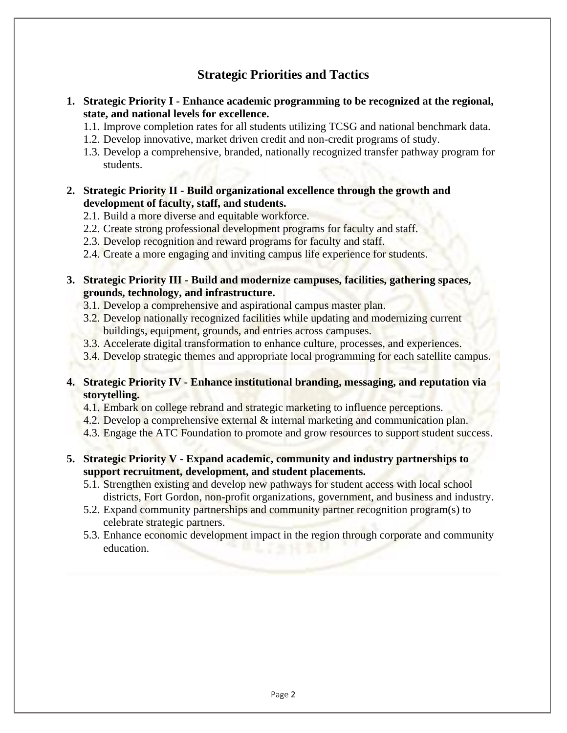# Strategic Priorities and Tactics

1. **Strategic Priority I - Enhance academic programming to be recognized at the regional, state, and national levels for excellence.**
   1.1. Improve completion rates for all students utilizing TCSG and national benchmark data.
   1.2. Develop innovative, market driven credit and non-credit programs of study.
   1.3. Develop a comprehensive, branded, nationally recognized transfer pathway program for students.

2. **Strategic Priority II - Build organizational excellence through the growth and development of faculty, staff, and students.**
   2.1. Build a more diverse and equitable workforce.
   2.2. Create strong professional development programs for faculty and staff.
   2.3. Develop recognition and reward programs for faculty and staff.
   2.4. Create a more engaging and inviting campus life experience for students.

3. **Strategic Priority III - Build and modernize campuses, facilities, gathering spaces, grounds, technology, and infrastructure.**
   3.1. Develop a comprehensive and aspirational campus master plan.
   3.2. Develop nationally recognized facilities while updating and modernizing current buildings, equipment, grounds, and entries across campuses.
   3.3. Accelerate digital transformation to enhance culture, processes, and experiences.
   3.4. Develop strategic themes and appropriate local programming for each satellite campus.

4. **Strategic Priority IV - Enhance institutional branding, messaging, and reputation via storytelling.**
   4.1. Embark on college rebrand and strategic marketing to influence perceptions.
   4.2. Develop a comprehensive external & internal marketing and communication plan.
   4.3. Engage the ATC Foundation to promote and grow resources to support student success.

5. **Strategic Priority V - Expand academic, community and industry partnerships to support recruitment, development, and student placements.**
   5.1. Strengthen existing and develop new pathways for student access with local school districts, Fort Gordon, non-profit organizations, government, and business and industry.
   5.2. Expand community partnerships and community partner recognition program(s) to celebrate strategic partners.
   5.3. Enhance economic development impact in the region through corporate and community education.